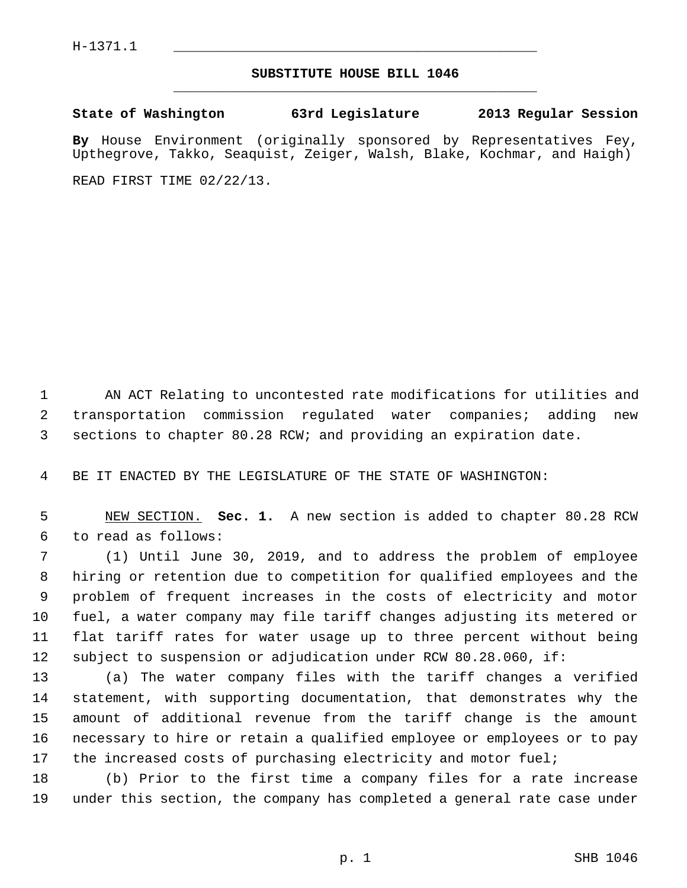H-1371.1

# SUBSTITUTE HOUSE BILL 1046

**State of Washington 63rd Legislature 2013 Regular Session**

**By** House Environment (originally sponsored by Representatives Fey, Upthegrove, Takko, Seaquist, Zeiger, Walsh, Blake, Kochmar, and Haigh)

READ FIRST TIME 02/22/13.

AN ACT Relating to uncontested rate modifications for utilities and transportation commission regulated water companies; adding new sections to chapter 80.28 RCW; and providing an expiration date.

BE IT ENACTED BY THE LEGISLATURE OF THE STATE OF WASHINGTON:

NEW SECTION. **Sec. 1.** A new section is added to chapter 80.28 RCW to read as follows:

(1) Until June 30, 2019, and to address the problem of employee hiring or retention due to competition for qualified employees and the problem of frequent increases in the costs of electricity and motor fuel, a water company may file tariff changes adjusting its metered or flat tariff rates for water usage up to three percent without being subject to suspension or adjudication under RCW 80.28.060, if:

(a) The water company files with the tariff changes a verified statement, with supporting documentation, that demonstrates why the amount of additional revenue from the tariff change is the amount necessary to hire or retain a qualified employee or employees or to pay the increased costs of purchasing electricity and motor fuel;

(b) Prior to the first time a company files for a rate increase under this section, the company has completed a general rate case under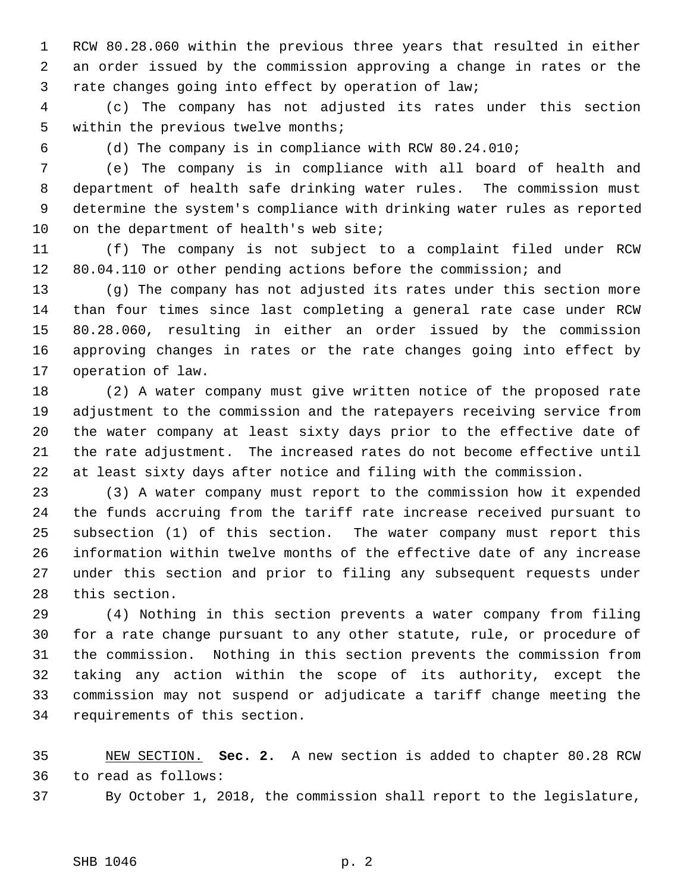RCW 80.28.060 within the previous three years that resulted in either an order issued by the commission approving a change in rates or the rate changes going into effect by operation of law;

(c) The company has not adjusted its rates under this section within the previous twelve months;

(d) The company is in compliance with RCW 80.24.010;

(e) The company is in compliance with all board of health and department of health safe drinking water rules. The commission must determine the system's compliance with drinking water rules as reported on the department of health's web site;

(f) The company is not subject to a complaint filed under RCW 80.04.110 or other pending actions before the commission; and

(g) The company has not adjusted its rates under this section more than four times since last completing a general rate case under RCW 80.28.060, resulting in either an order issued by the commission approving changes in rates or the rate changes going into effect by operation of law.

(2) A water company must give written notice of the proposed rate adjustment to the commission and the ratepayers receiving service from the water company at least sixty days prior to the effective date of the rate adjustment. The increased rates do not become effective until at least sixty days after notice and filing with the commission.

(3) A water company must report to the commission how it expended the funds accruing from the tariff rate increase received pursuant to subsection (1) of this section. The water company must report this information within twelve months of the effective date of any increase under this section and prior to filing any subsequent requests under this section.

(4) Nothing in this section prevents a water company from filing for a rate change pursuant to any other statute, rule, or procedure of the commission. Nothing in this section prevents the commission from taking any action within the scope of its authority, except the commission may not suspend or adjudicate a tariff change meeting the requirements of this section.

NEW SECTION. **Sec. 2.** A new section is added to chapter 80.28 RCW to read as follows:

By October 1, 2018, the commission shall report to the legislature,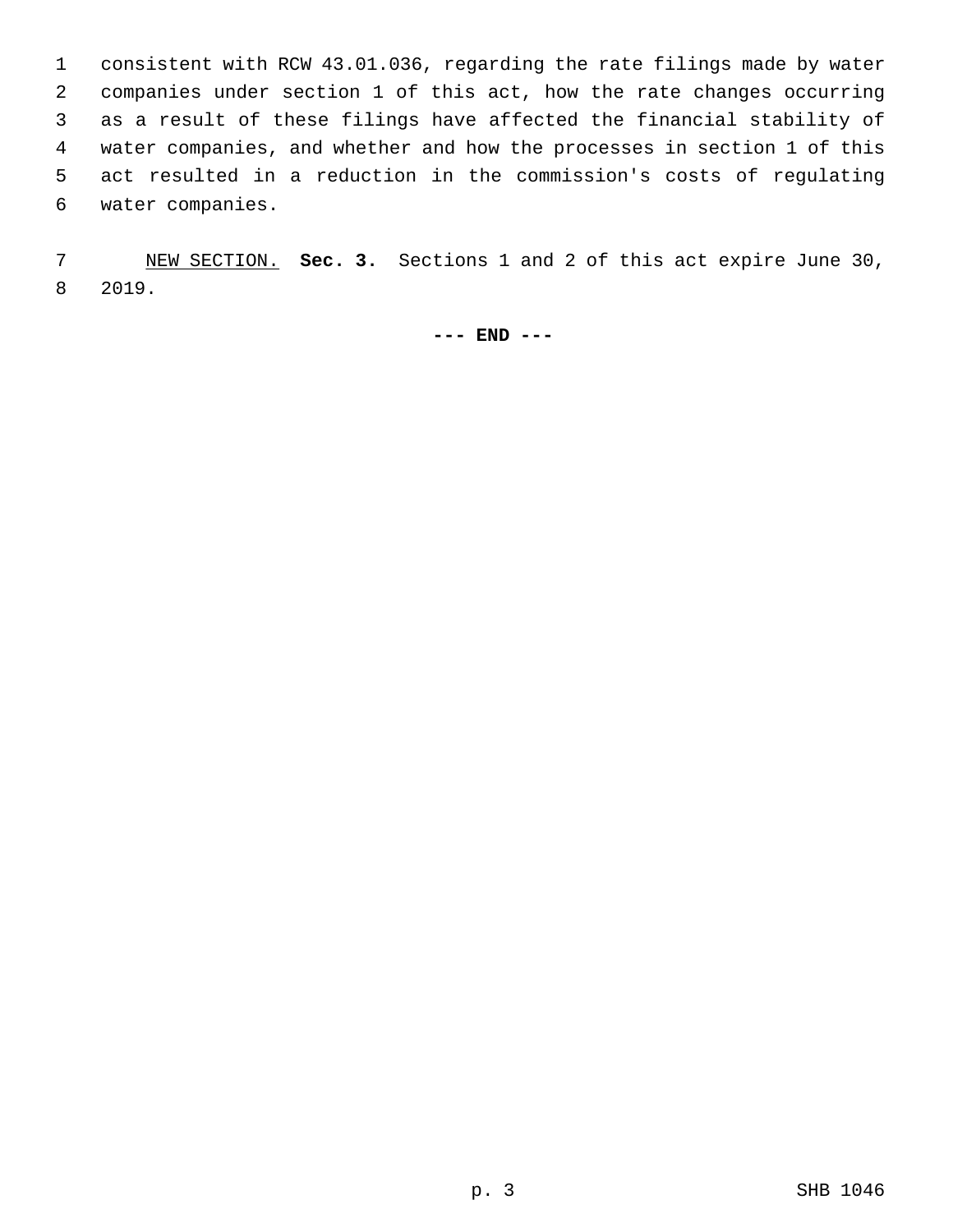consistent with RCW 43.01.036, regarding the rate filings made by water companies under section 1 of this act, how the rate changes occurring as a result of these filings have affected the financial stability of water companies, and whether and how the processes in section 1 of this act resulted in a reduction in the commission's costs of regulating water companies.

NEW SECTION. **Sec. 3.** Sections 1 and 2 of this act expire June 30, 2019.

**--- END ---**